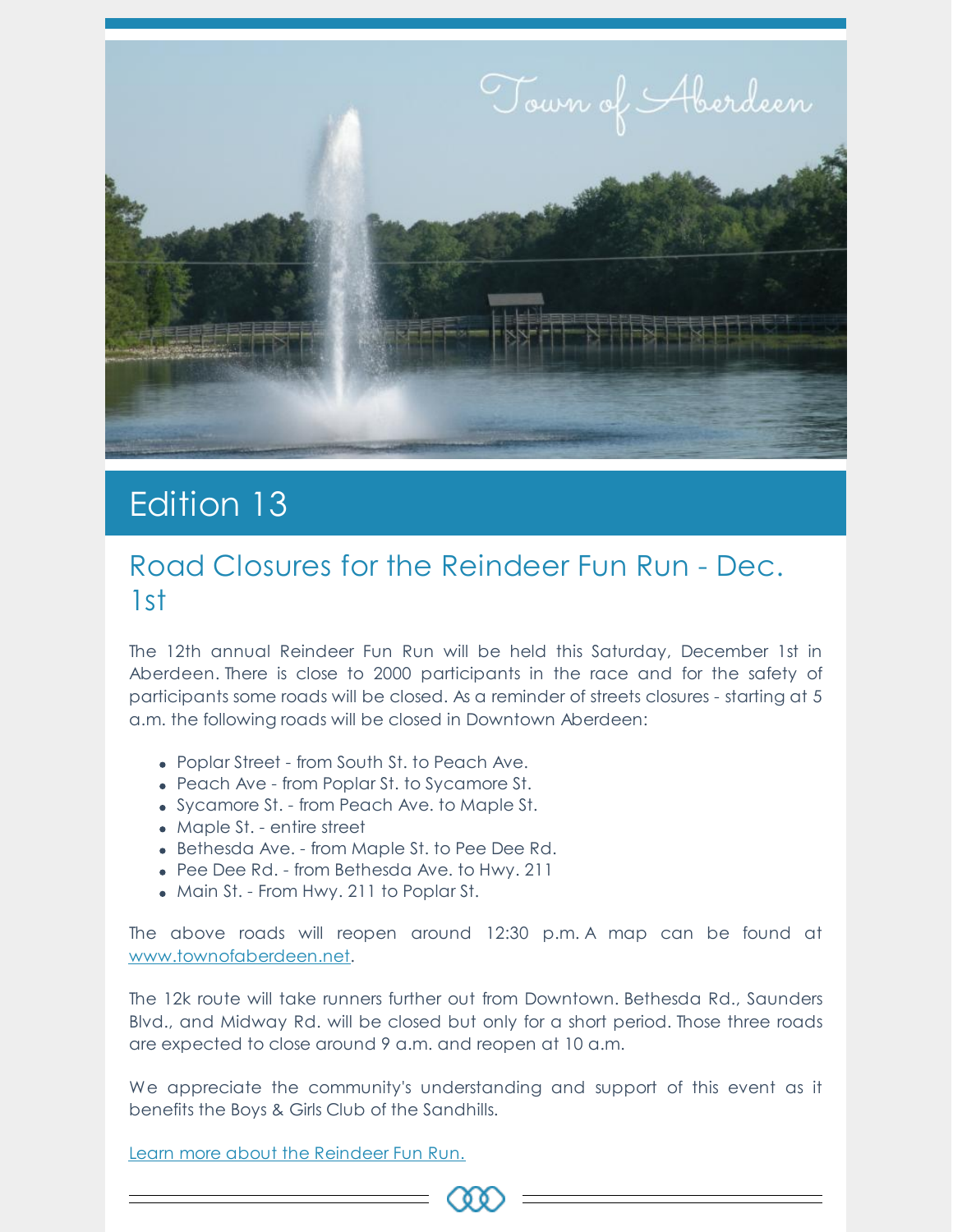Town of Aberdeen

# Edition 13

## Road Closures for the Reindeer Fun Run - Dec. 1st

The 12th annual Reindeer Fun Run will be held this Saturday, December 1st in Aberdeen. There is close to 2000 participants in the race and for the safety of participants some roads will be closed. As a reminder of streets closures - starting at 5 a.m. the following roads will be closed in Downtown Aberdeen:

- Poplar Street - from South St. to Peach Ave.
- Peach Ave - from Poplar St. to Sycamore St.
- Sycamore St. - from Peach Ave. to Maple St.
- Maple St. - entire street
- Bethesda Ave. - from Maple St. to Pee Dee Rd.
- Pee Dee Rd. - from Bethesda Ave. to Hwy. 211
- Main St. - From Hwy. 211 to Poplar St.

The above roads will reopen around 12:30 p.m. A map can be found at [www.townofaberdeen.net](http://www.townofaberdeen.net).

The 12k route will take runners further out from Downtown. Bethesda Rd., Saunders Blvd., and Midway Rd. will be closed but only for a short period. Those three roads are expected to close around 9 a.m. and reopen at 10 a.m.

We appreciate the community's understanding and support of this event as it benefits the Boys & Girls Club of the Sandhills.

Learn more about the Reindeer Fun Run.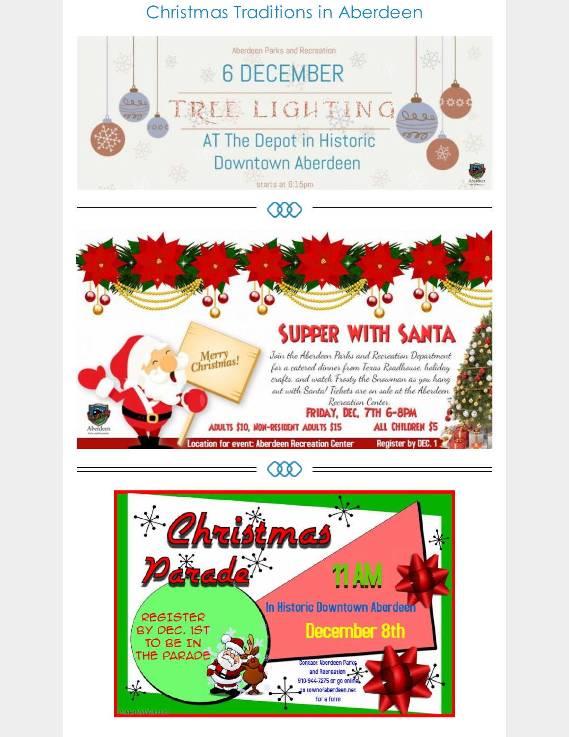# Christmas Traditions in Aberdeen

Aberdeen Parks and Recreation

## 6 DECEMBER

## TREE LIGHTING

AT The Depot in Historic Downtown Aberdeen

starts at 6:15pm

---

## SUPPER WITH SANTA

Merry Christmas!

*Join the Aberdeen Parks and Recreation Department for a catered dinner from Texas Roadhouse, holiday crafts, and watch Frosty the Snowman as you hang out with Santa! Tickets are on sale at the Aberdeen Recreation Center.*

**FRIDAY, DEC. 7TH 6-8PM**

**ADULTS $10, NON-RESIDENT ADULTS $15 ALL CHILDREN $5**

Location for event: Aberdeen Recreation Center

Register by DEC. 1

---

## Christmas Parade

**11 AM**

In Historic Downtown Aberdeen

**December 8th**

REGISTER BY DEC. 1ST TO BE IN THE PARADE

Contact Aberdeen Parks and Recreation 910-944-7275 or go online to townofaberdeen.net for a form

PosterMyWall.com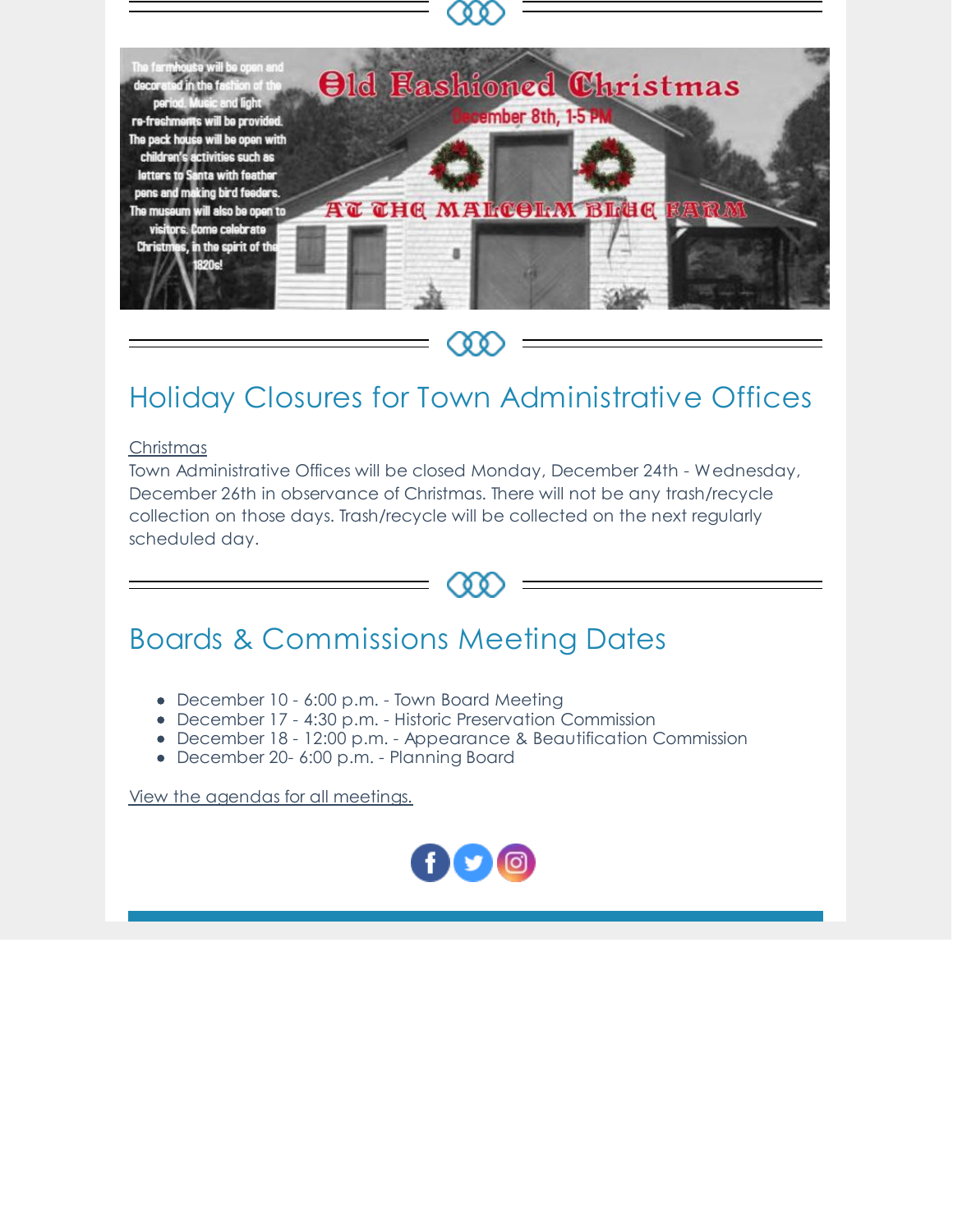The farmhouse will be open and decorated in the fashion of the period. Music and light re-freshments will be provided. The pack house will be open with children's activities such as letters to Santa with feather pens and making bird feeders. The museum will also be open to visitors. Come celebrate Christmas, in the spirit of the 1820s!

Old Fashioned Christmas

December 8th, 1-5 PM

AT THE MALCOLM BLUE FARM

## Holiday Closures for Town Administrative Offices

Christmas

Town Administrative Offices will be closed Monday, December 24th - Wednesday, December 26th in observance of Christmas. There will not be any trash/recycle collection on those days. Trash/recycle will be collected on the next regularly scheduled day.

## Boards & Commissions Meeting Dates

- December 10 - 6:00 p.m. - Town Board Meeting
- December 17 - 4:30 p.m. - Historic Preservation Commission
- December 18 - 12:00 p.m. - Appearance & Beautification Commission
- December 20- 6:00 p.m. - Planning Board

View the agendas for all meetings.